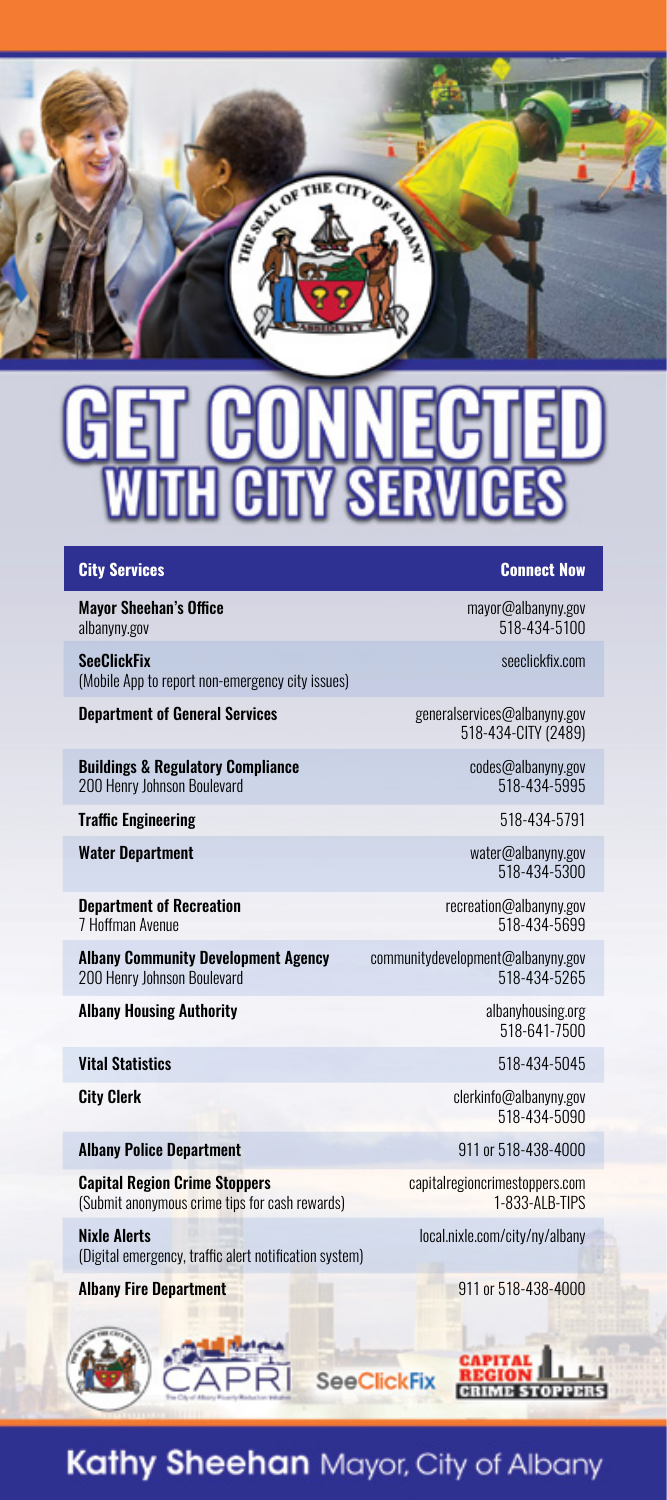# GET CONNECTED WITH CITY SERVICES

| City Services | Connect Now |
| --- | --- |
| **Mayor Sheehan's Office**<br>albanyny.gov | mayor@albanyny.gov<br>518-434-5100 |
| **SeeClickFix**<br>(Mobile App to report non-emergency city issues) | seeclickfix.com |
| **Department of General Services** | generalservices@albanyny.gov<br>518-434-CITY (2489) |
| **Buildings & Regulatory Compliance**<br>200 Henry Johnson Boulevard | codes@albanyny.gov<br>518-434-5995 |
| **Traffic Engineering** | 518-434-5791 |
| **Water Department** | water@albanyny.gov<br>518-434-5300 |
| **Department of Recreation**<br>7 Hoffman Avenue | recreation@albanyny.gov<br>518-434-5699 |
| **Albany Community Development Agency**<br>200 Henry Johnson Boulevard | communitydevelopment@albanyny.gov<br>518-434-5265 |
| **Albany Housing Authority** | albanyhousing.org<br>518-641-7500 |
| **Vital Statistics** | 518-434-5045 |
| **City Clerk** | clerkinfo@albanyny.gov<br>518-434-5090 |
| **Albany Police Department** | 911 or 518-438-4000 |
| **Capital Region Crime Stoppers**<br>(Submit anonymous crime tips for cash rewards) | capitalregioncrimestoppers.com<br>1-833-ALB-TIPS |
| **Nixle Alerts**<br>(Digital emergency, traffic alert notification system) | local.nixle.com/city/ny/albany |
| **Albany Fire Department** | 911 or 518-438-4000 |

CAPRI SeeClickFix CAPITAL REGION CRIME STOPPERS

**Kathy Sheehan** Mayor, City of Albany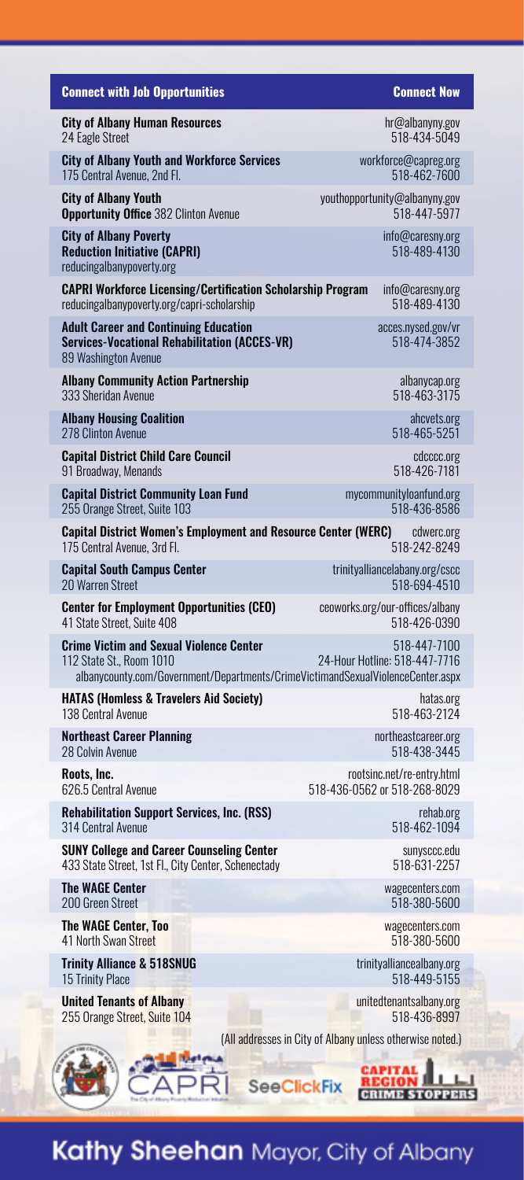| Connect with Job Opportunities | Connect Now |
|---|---|
| **City of Albany Human Resources**<br>24 Eagle Street | hr@albanyny.gov<br>518-434-5049 |
| **City of Albany Youth and Workforce Services**<br>175 Central Avenue, 2nd Fl. | workforce@capreg.org<br>518-462-7600 |
| **City of Albany Youth Opportunity Office** 382 Clinton Avenue | youthopportunity@albanyny.gov<br>518-447-5977 |
| **City of Albany Poverty Reduction Initiative (CAPRI)**<br>reducingalbanypoverty.org | info@caresny.org<br>518-489-4130 |
| **CAPRI Workforce Licensing/Certification Scholarship Program**<br>reducingalbanypoverty.org/capri-scholarship | info@caresny.org<br>518-489-4130 |
| **Adult Career and Continuing Education Services-Vocational Rehabilitation (ACCES-VR)**<br>89 Washington Avenue | acces.nysed.gov/vr<br>518-474-3852 |
| **Albany Community Action Partnership**<br>333 Sheridan Avenue | albanycap.org<br>518-463-3175 |
| **Albany Housing Coalition**<br>278 Clinton Avenue | ahcvets.org<br>518-465-5251 |
| **Capital District Child Care Council**<br>91 Broadway, Menands | cdcccc.org<br>518-426-7181 |
| **Capital District Community Loan Fund**<br>255 Orange Street, Suite 103 | mycommunityloanfund.org<br>518-436-8586 |
| **Capital District Women's Employment and Resource Center (WERC)**<br>175 Central Avenue, 3rd Fl. | cdwerc.org<br>518-242-8249 |
| **Capital South Campus Center**<br>20 Warren Street | trinityalliancelabany.org/cscc<br>518-694-4510 |
| **Center for Employment Opportunities (CEO)**<br>41 State Street, Suite 408 | ceoworks.org/our-offices/albany<br>518-426-0390 |
| **Crime Victim and Sexual Violence Center**<br>112 State St., Room 1010<br>albanycounty.com/Government/Departments/CrimeVictimandSexualViolenceCenter.aspx | 518-447-7100<br>24-Hour Hotline: 518-447-7716 |
| **HATAS (Homless & Travelers Aid Society)**<br>138 Central Avenue | hatas.org<br>518-463-2124 |
| **Northeast Career Planning**<br>28 Colvin Avenue | northeastcareer.org<br>518-438-3445 |
| **Roots, Inc.**<br>626.5 Central Avenue | rootsinc.net/re-entry.html<br>518-436-0562 or 518-268-8029 |
| **Rehabilitation Support Services, Inc. (RSS)**<br>314 Central Avenue | rehab.org<br>518-462-1094 |
| **SUNY College and Career Counseling Center**<br>433 State Street, 1st Fl., City Center, Schenectady | sunysccc.edu<br>518-631-2257 |
| **The WAGE Center**<br>200 Green Street | wagecenters.com<br>518-380-5600 |
| **The WAGE Center, Too**<br>41 North Swan Street | wagecenters.com<br>518-380-5600 |
| **Trinity Alliance & 518SNUG**<br>15 Trinity Place | trinityalliancealbany.org<br>518-449-5155 |
| **United Tenants of Albany**<br>255 Orange Street, Suite 104 | unitedtenantsalbany.org<br>518-436-8997 |

(All addresses in City of Albany unless otherwise noted.)

CAPRI SeeClickFix CAPITAL REGION CRIME STOPPERS

**Kathy Sheehan** Mayor, City of Albany